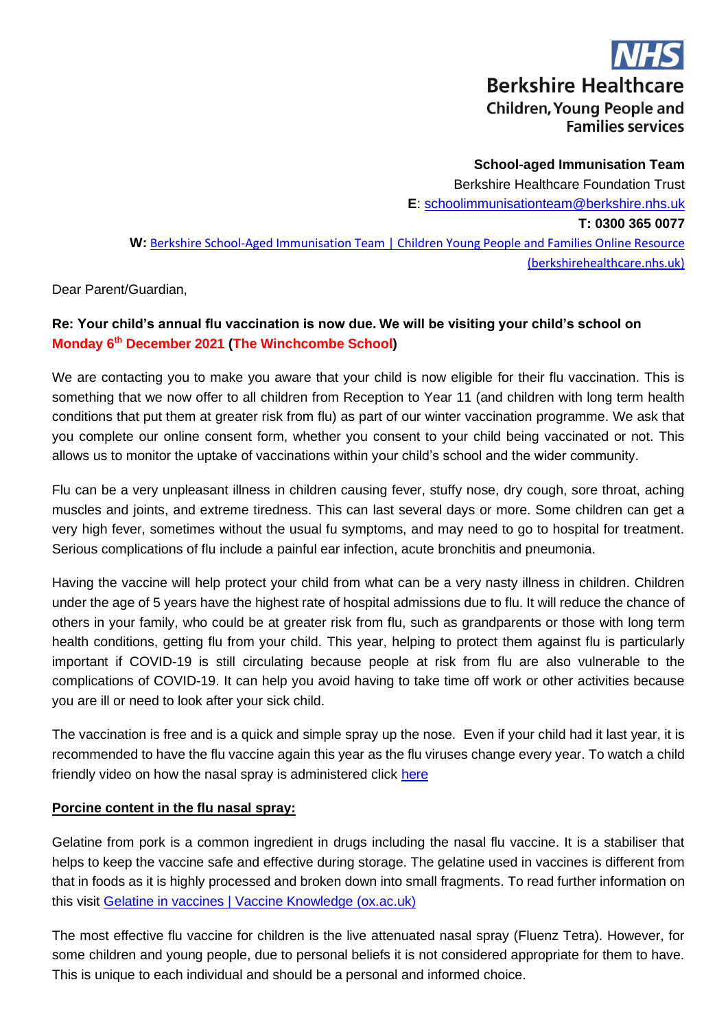**NHS**
**Berkshire Healthcare**
**Children, Young People and Families services**

**School-aged Immunisation Team**
Berkshire Healthcare Foundation Trust
**E**: schoolimmunisationteam@berkshire.nhs.uk
**T: 0300 365 0077**
**W:** Berkshire School-Aged Immunisation Team | Children Young People and Families Online Resource (berkshirehealthcare.nhs.uk)

Dear Parent/Guardian,

**Re: Your child's annual flu vaccination is now due. We will be visiting your child's school on Monday 6th December 2021 (The Winchcombe School)**

We are contacting you to make you aware that your child is now eligible for their flu vaccination. This is something that we now offer to all children from Reception to Year 11 (and children with long term health conditions that put them at greater risk from flu) as part of our winter vaccination programme. We ask that you complete our online consent form, whether you consent to your child being vaccinated or not. This allows us to monitor the uptake of vaccinations within your child's school and the wider community.

Flu can be a very unpleasant illness in children causing fever, stuffy nose, dry cough, sore throat, aching muscles and joints, and extreme tiredness. This can last several days or more. Some children can get a very high fever, sometimes without the usual fu symptoms, and may need to go to hospital for treatment. Serious complications of flu include a painful ear infection, acute bronchitis and pneumonia.

Having the vaccine will help protect your child from what can be a very nasty illness in children. Children under the age of 5 years have the highest rate of hospital admissions due to flu. It will reduce the chance of others in your family, who could be at greater risk from flu, such as grandparents or those with long term health conditions, getting flu from your child. This year, helping to protect them against flu is particularly important if COVID-19 is still circulating because people at risk from flu are also vulnerable to the complications of COVID-19. It can help you avoid having to take time off work or other activities because you are ill or need to look after your sick child.

The vaccination is free and is a quick and simple spray up the nose. Even if your child had it last year, it is recommended to have the flu vaccine again this year as the flu viruses change every year. To watch a child friendly video on how the nasal spray is administered click here

**Porcine content in the flu nasal spray:**

Gelatine from pork is a common ingredient in drugs including the nasal flu vaccine. It is a stabiliser that helps to keep the vaccine safe and effective during storage. The gelatine used in vaccines is different from that in foods as it is highly processed and broken down into small fragments. To read further information on this visit Gelatine in vaccines | Vaccine Knowledge (ox.ac.uk)

The most effective flu vaccine for children is the live attenuated nasal spray (Fluenz Tetra). However, for some children and young people, due to personal beliefs it is not considered appropriate for them to have. This is unique to each individual and should be a personal and informed choice.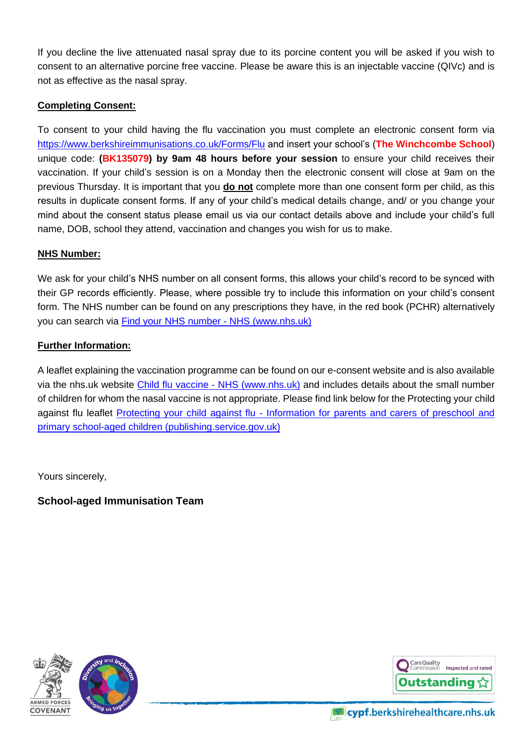If you decline the live attenuated nasal spray due to its porcine content you will be asked if you wish to consent to an alternative porcine free vaccine. Please be aware this is an injectable vaccine (QIVc) and is not as effective as the nasal spray.

**Completing Consent:**

To consent to your child having the flu vaccination you must complete an electronic consent form via https://www.berkshireimmunisations.co.uk/Forms/Flu and insert your school's (**The Winchcombe School**) unique code: **(BK135079) by 9am 48 hours before your session** to ensure your child receives their vaccination. If your child's session is on a Monday then the electronic consent will close at 9am on the previous Thursday. It is important that you **do not** complete more than one consent form per child, as this results in duplicate consent forms. If any of your child's medical details change, and/ or you change your mind about the consent status please email us via our contact details above and include your child's full name, DOB, school they attend, vaccination and changes you wish for us to make.

**NHS Number:**

We ask for your child's NHS number on all consent forms, this allows your child's record to be synced with their GP records efficiently. Please, where possible try to include this information on your child's consent form. The NHS number can be found on any prescriptions they have, in the red book (PCHR) alternatively you can search via Find your NHS number - NHS (www.nhs.uk)

**Further Information:**

A leaflet explaining the vaccination programme can be found on our e-consent website and is also available via the nhs.uk website Child flu vaccine - NHS (www.nhs.uk) and includes details about the small number of children for whom the nasal vaccine is not appropriate. Please find link below for the Protecting your child against flu leaflet Protecting your child against flu - Information for parents and carers of preschool and primary school-aged children (publishing.service.gov.uk)

Yours sincerely,

**School-aged Immunisation Team**

ARMED FORCES COVENANT

Diversity and Inclusion — Bringing us together

CareQuality Commission — Inspected and rated — Outstanding

cypf.berkshirehealthcare.nhs.uk